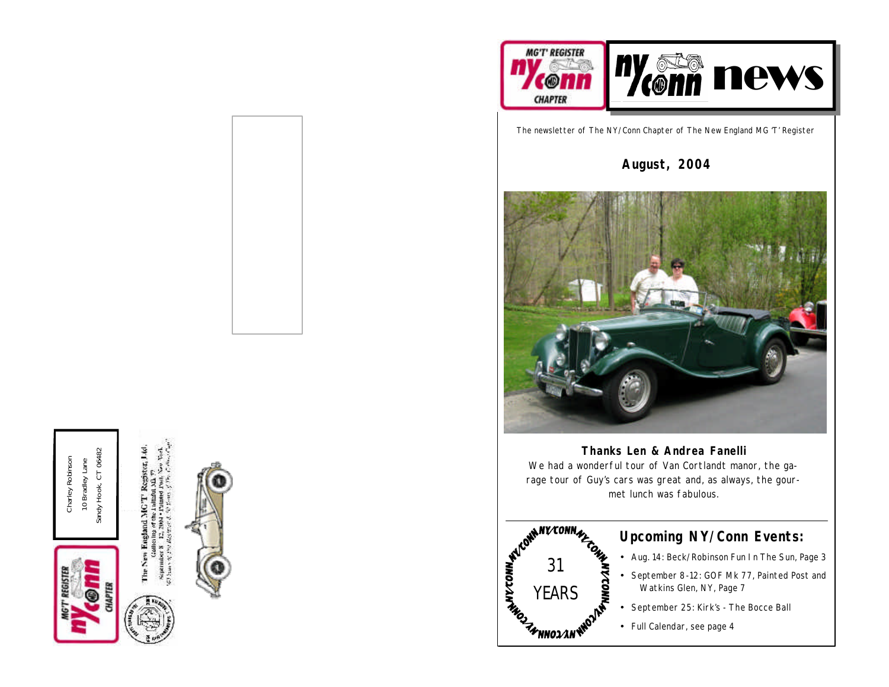Charley Robinson
10 Bradley Lane
Sandy Hook, CT 06482

The New England MG 'T' Register, Ltd.
Gathering of the Faithful Mk 77
September 8 - 12, 2004 • Painted Post, New York

# ny/conn news

The newsletter of The NY/Conn Chapter of The New England MG 'T' Register

## August, 2004

**Thanks Len & Andrea Fanelli**

We had a wonderful tour of Van Cortlandt manor, the garage tour of Guy's cars was great and, as always, the gourmet lunch was fabulous.

31 YEARS

## Upcoming NY/Conn Events:

- Aug. 14: Beck/Robinson Fun In The Sun, Page 3
- September 8-12: GOF Mk 77, Painted Post and Watkins Glen, NY, Page 7
- September 25: Kirk's - The Bocce Ball
- Full Calendar, see page 4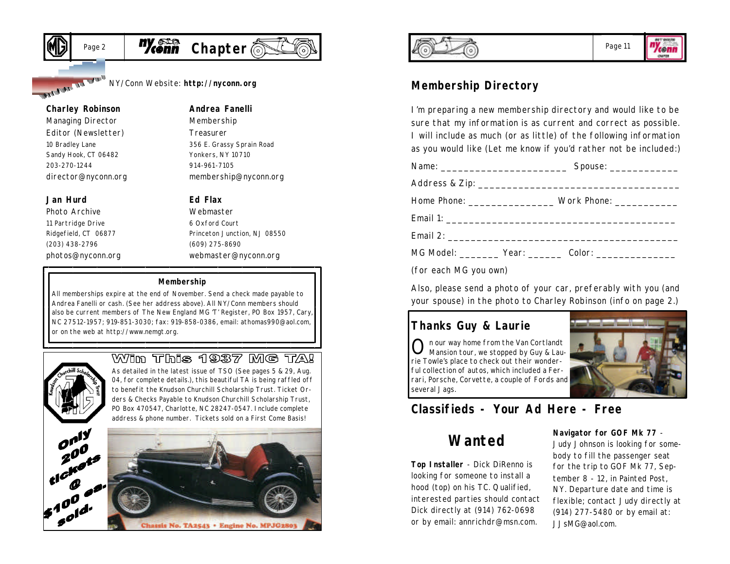NY/Conn Website: **http://nyconn.org**

**Charley Robinson**
Managing Director
Editor (Newsletter)
10 Bradley Lane
Sandy Hook, CT 06482
203-270-1244
director@nyconn.org

**Andrea Fanelli**
Membership
Treasurer
356 E. Grassy Sprain Road
Yonkers, NY 10710
914-961-7105
membership@nyconn.org

**Jan Hurd**
Photo Archive
11 Partridge Drive
Ridgefield, CT 06877
(203) 438-2796
photos@nyconn.org

**Ed Flax**
Webmaster
6 Oxford Court
Princeton Junction, NJ 08550
(609) 275-8690
webmaster@nyconn.org

### Membership

All memberships expire at the end of November. Send a check made payable to Andrea Fanelli or cash. (See her address above). All NY/Conn members should also be current members of The New England MG 'T' Register, PO Box 1957, Cary, NC 27512-1957; 919-851-3030; fax: 919-858-0386, email: athomas990@aol.com, or on the web at http://www.nemgt.org.

## Win This 1937 MG TA!

As detailed in the latest issue of TSO (See pages 5 & 29, Aug. 04, for complete details.), this beautiful TA is being raffled off to benefit the Knudson Churchill Scholarship Trust. Ticket Orders & Checks Payable to Knudson Churchill Scholarship Trust, PO Box 470547, Charlotte, NC 28247-0547. Include complete address & phone number. Tickets sold on a First Come Basis!

Only 200 tickets @ $100 ea. sold.

Chassis No. TA2543 • Engine No. MPJG2803

## Membership Directory

I'm preparing a new membership directory and would like to be sure that my information is as current and correct as possible. I will include as much (or as little) of the following information as you would like (Let me know if you'd rather not be included:)

Name: ______________________ Spouse: ____________

Address & Zip: ___________________________________

Home Phone: _______________ Work Phone: ___________

Email 1: ________________________________________

Email 2: ________________________________________

MG Model: _______ Year: ______ Color: ______________

(for each MG you own)

Also, please send a photo of your car, preferably with you (and your spouse) in the photo to Charley Robinson (info on page 2.)

## Thanks Guy & Laurie

On our way home from the Van Cortlandt Mansion tour, we stopped by Guy & Laurie Towle's place to check out their wonderful collection of autos, which included a Ferrari, Porsche, Corvette, a couple of Fords and several Jags.

## Classifieds - Your Ad Here - Free

### Wanted

**Top Installer** - Dick DiRenno is looking for someone to install a hood (top) on his TC. Qualified, interested parties should contact Dick directly at (914) 762-0698 or by email: annrichdr@msn.com.

**Navigator for GOF Mk 77** - Judy Johnson is looking for somebody to fill the passenger seat for the trip to GOF Mk 77, September 8 - 12, in Painted Post, NY. Departure date and time is flexible; contact Judy directly at (914) 277-5480 or by email at: JJsMG@aol.com.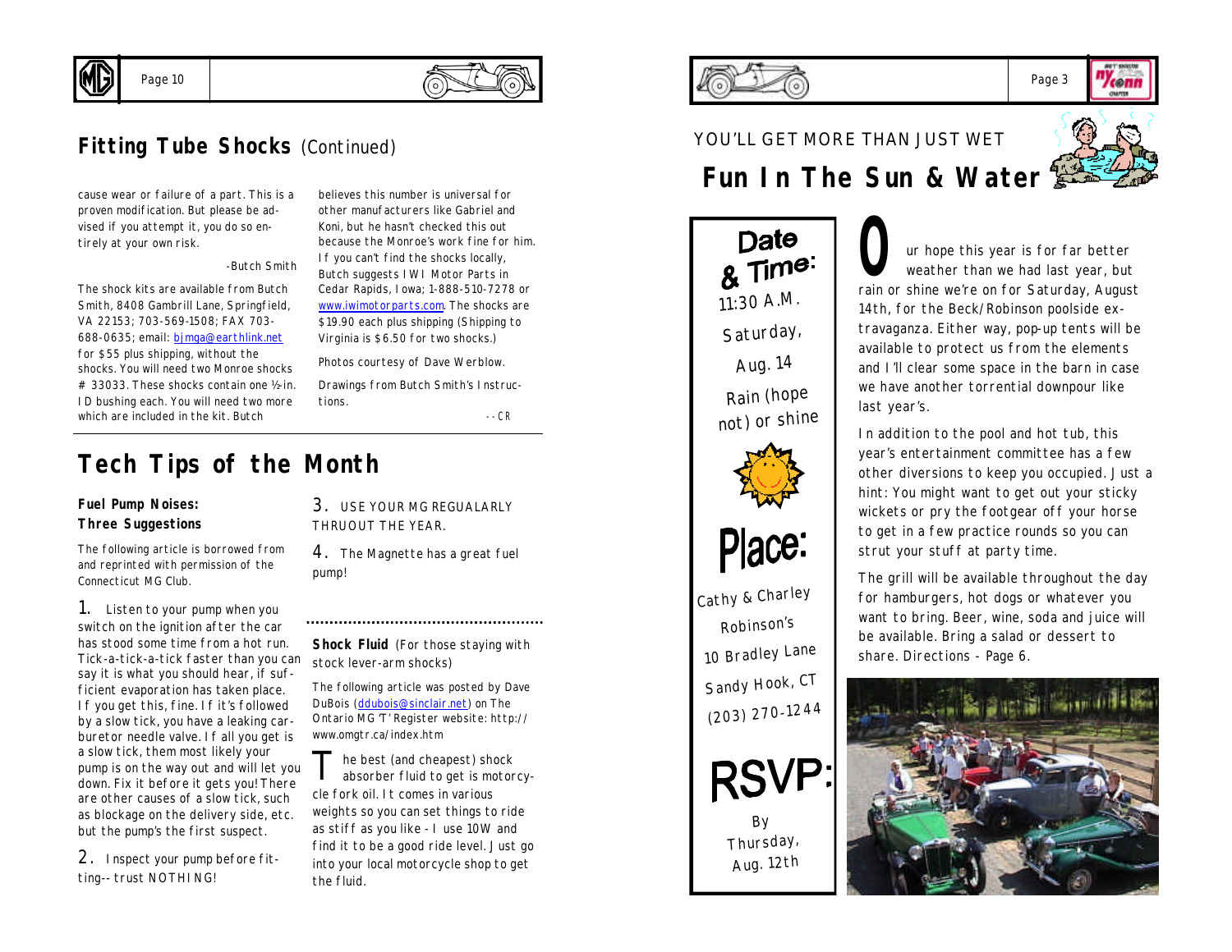## Fitting Tube Shocks (Continued)

cause wear or failure of a part. This is a proven modification. But please be advised if you attempt it, you do so entirely at your own risk.

-Butch Smith

The shock kits are available from Butch Smith, 8408 Gambrill Lane, Springfield, VA 22153; 703-569-1508; FAX 703-688-0635; email: bjmga@earthlink.net for $55 plus shipping, without the shocks. You will need two Monroe shocks # 33033. These shocks contain one ½-in. ID bushing each. You will need two more which are included in the kit. Butch believes this number is universal for other manufacturers like Gabriel and Koni, but he hasn't checked this out because the Monroe's work fine for him. If you can't find the shocks locally, Butch suggests IWI Motor Parts in Cedar Rapids, Iowa; 1-888-510-7278 or www.iwimotorparts.com. The shocks are $19.90 each plus shipping (Shipping to Virginia is $6.50 for two shocks.)

Photos courtesy of Dave Werblow.

Drawings from Butch Smith's Instructions.

--CR

# Tech Tips of the Month

### Fuel Pump Noises: Three Suggestions

The following article is borrowed from and reprinted with permission of the Connecticut MG Club.

1. Listen to your pump when you switch on the ignition after the car has stood some time from a hot run. Tick-a-tick-a-tick faster than you can say it is what you should hear, if sufficient evaporation has taken place. If you get this, fine. If it's followed by a slow tick, you have a leaking carburetor needle valve. If all you get is a slow tick, them most likely your pump is on the way out and will let you down. Fix it before it gets you! There are other causes of a slow tick, such as blockage on the delivery side, etc. but the pump's the first suspect.

2. Inspect your pump before fitting-- trust NOTHING!

3. USE YOUR MG REGUALARLY THRUOUT THE YEAR.

4. The Magnette has a great fuel pump!

**Shock Fluid** (For those staying with stock lever-arm shocks)

The following article was posted by Dave DuBois (ddubois@sinclair.net) on The Ontario MG 'T' Register website: http://www.omgtr.ca/index.htm

The best (and cheapest) shock absorber fluid to get is motorcycle fork oil. It comes in various weights so you can set things to ride as stiff as you like - I use 10W and find it to be a good ride level. Just go into your local motorcycle shop to get the fluid.

YOU'LL GET MORE THAN JUST WET

# Fun In The Sun & Water

**Date & Time:**
11:30 A.M.
Saturday,
Aug. 14
Rain (hope not) or shine

**Place:**
Cathy & Charley Robinson's
10 Bradley Lane
Sandy Hook, CT
(203) 270-1244

**RSVP:**
By Thursday,
Aug. 12th

Our hope this year is for far better weather than we had last year, but rain or shine we're on for Saturday, August 14th, for the Beck/Robinson poolside extravaganza. Either way, pop-up tents will be available to protect us from the elements and I'll clear some space in the barn in case we have another torrential downpour like last year's.

In addition to the pool and hot tub, this year's entertainment committee has a few other diversions to keep you occupied. Just a hint: You might want to get out your sticky wickets or pry the footgear off your horse to get in a few practice rounds so you can strut your stuff at party time.

The grill will be available throughout the day for hamburgers, hot dogs or whatever you want to bring. Beer, wine, soda and juice will be available. Bring a salad or dessert to share. Directions - Page 6.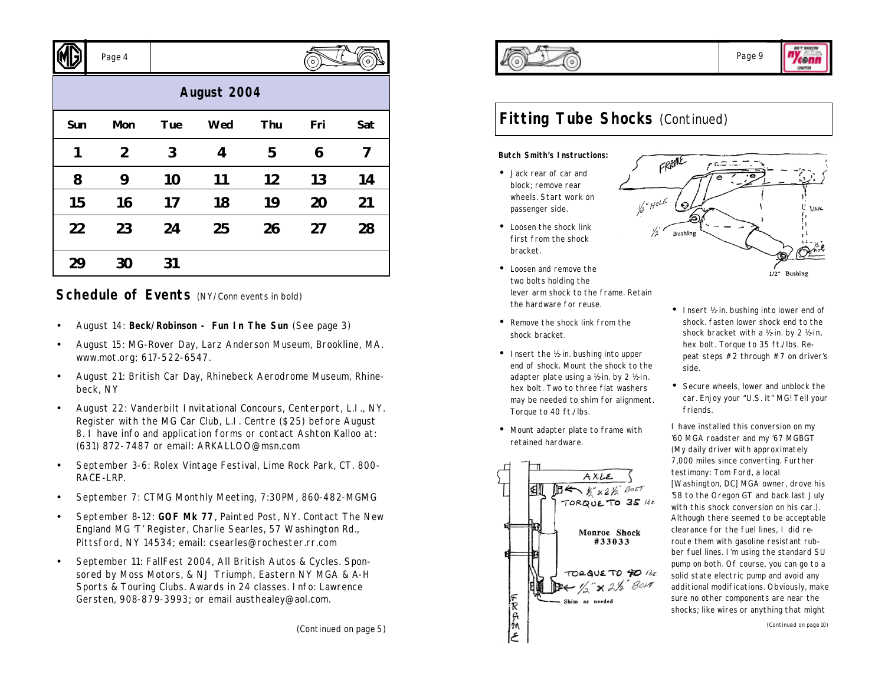## August 2004

| Sun | Mon | Tue | Wed | Thu | Fri | Sat |
|---|---|---|---|---|---|---|
| 1 | 2 | 3 | 4 | 5 | 6 | 7 |
| 8 | 9 | 10 | 11 | 12 | 13 | 14 |
| 15 | 16 | 17 | 18 | 19 | 20 | 21 |
| 22 | 23 | 24 | 25 | 26 | 27 | 28 |
| 29 | 30 | 31 | | | | |

## Schedule of Events (NY/Conn events in bold)

- August 14: **Beck/Robinson - Fun In The Sun** (See page 3)
- August 15: MG-Rover Day, Larz Anderson Museum, Brookline, MA. www.mot.org; 617-522-6547.
- August 21: British Car Day, Rhinebeck Aerodrome Museum, Rhinebeck, NY
- August 22: Vanderbilt Invitational Concours, Centerport, L.I., NY. Register with the MG Car Club, L.I. Centre ($25) before August 8. I have info and application forms or contact Ashton Kalloo at: (631) 872-7487 or email: ARKALLOO@msn.com
- September 3-6: Rolex Vintage Festival, Lime Rock Park, CT. 800-RACE-LRP.
- September 7: CTMG Monthly Meeting, 7:30PM, 860-482-MGMG
- September 8-12: **GOF Mk 77**, Painted Post, NY. Contact The New England MG 'T' Register, Charlie Searles, 57 Washington Rd., Pittsford, NY 14534; email: csearles@rochester.rr.com
- September 11: FallFest 2004, All British Autos & Cycles. Sponsored by Moss Motors, & NJ Triumph, Eastern NY MGA & A-H Sports & Touring Clubs. Awards in 24 classes. Info: Lawrence Gersten, 908-879-3993; or email austhealey@aol.com.

*(Continued on page 5)*

## Fitting Tube Shocks (Continued)

**Butch Smith's Instructions:**

- Jack rear of car and block; remove rear wheels. Start work on passenger side.
- Loosen the shock link first from the shock bracket.
- Loosen and remove the two bolts holding the lever arm shock to the frame. Retain the hardware for reuse.
- Remove the shock link from the shock bracket.
- Insert the ½-in. bushing into upper end of shock. Mount the shock to the adapter plate using a ½-in. by 2 ½-in. hex bolt. Two to three flat washers may be needed to shim for alignment. Torque to 40 ft./lbs.
- Mount adapter plate to frame with retained hardware.
- Insert ½-in. bushing into lower end of shock. fasten lower shock end to the shock bracket with a ½-in. by 2 ½-in. hex bolt. Torque to 35 ft./lbs. Repeat steps #2 through #7 on driver's side.
- Secure wheels, lower and unblock the car. Enjoy your "U.S. it" MG! Tell your friends.

I have installed this conversion on my '60 MGA roadster and my '67 MGBGT (My daily driver with approximately 7,000 miles since converting. Further testimony: Tom Ford, a local [Washington, DC] MGA owner, drove his '58 to the Oregon GT and back last July with this shock conversion on his car.). Although there seemed to be acceptable clearance for the fuel lines, I did reroute them with gasoline resistant rubber fuel lines. I'm using the standard SU pump on both. Of course, you can go to a solid state electric pump and avoid any additional modifications. Obviously, make sure no other components are near the shocks; like wires or anything that might

*(Continued on page 10)*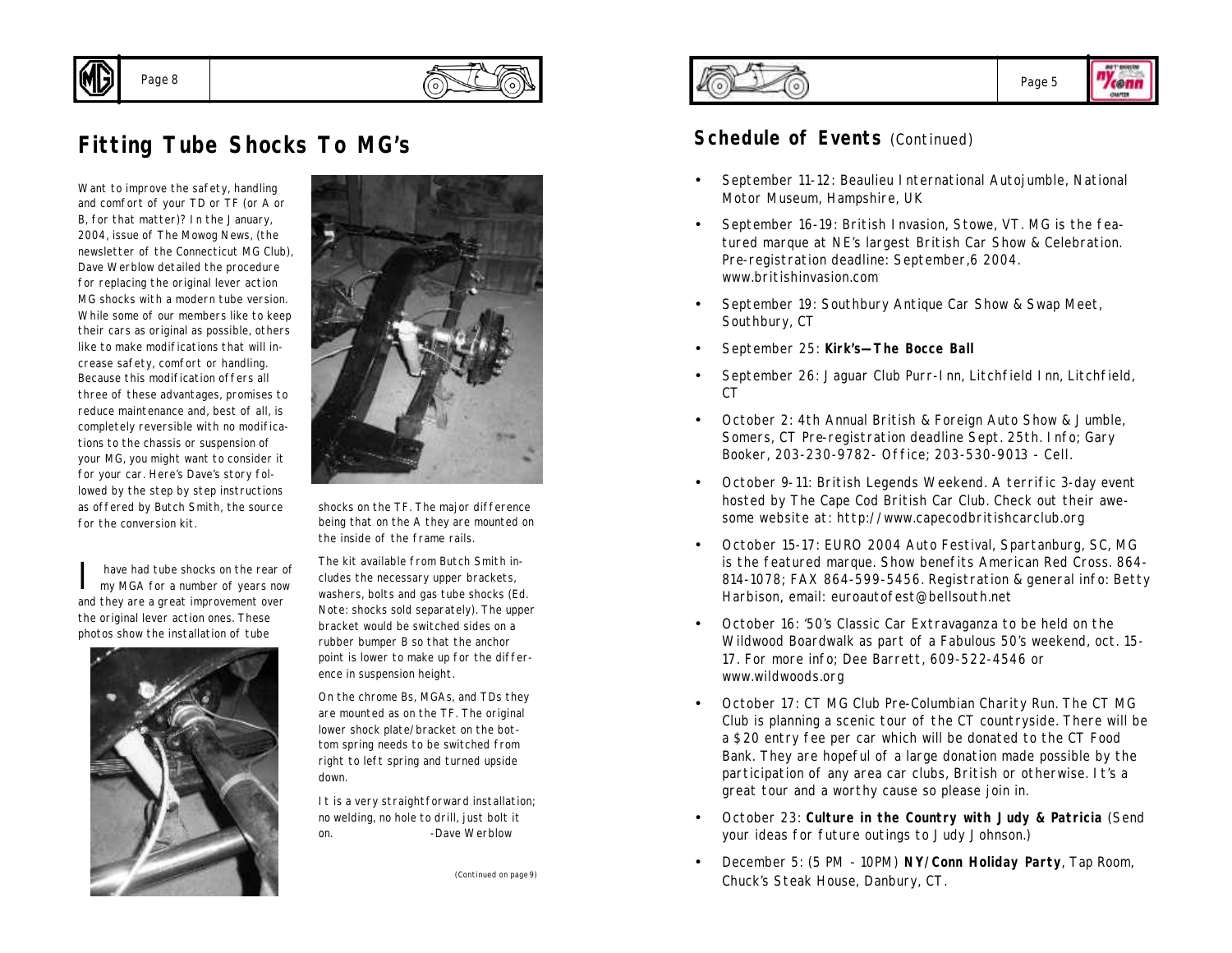# Fitting Tube Shocks To MG's

Want to improve the safety, handling and comfort of your TD or TF (or A or B, for that matter)? In the January, 2004, issue of The Mowog News, (the newsletter of the Connecticut MG Club), Dave Werblow detailed the procedure for replacing the original lever action MG shocks with a modern tube version. While some of our members like to keep their cars as original as possible, others like to make modifications that will increase safety, comfort or handling. Because this modification offers all three of these advantages, promises to reduce maintenance and, best of all, is completely reversible with no modifications to the chassis or suspension of your MG, you might want to consider it for your car. Here's Dave's story followed by the step by step instructions as offered by Butch Smith, the source for the conversion kit.

I have had tube shocks on the rear of my MGA for a number of years now and they are a great improvement over the original lever action ones. These photos show the installation of tube shocks on the TF. The major difference being that on the A they are mounted on the inside of the frame rails.

The kit available from Butch Smith includes the necessary upper brackets, washers, bolts and gas tube shocks (Ed. Note: shocks sold separately). The upper bracket would be switched sides on a rubber bumper B so that the anchor point is lower to make up for the difference in suspension height.

On the chrome Bs, MGAs, and TDs they are mounted as on the TF. The original lower shock plate/bracket on the bottom spring needs to be switched from right to left spring and turned upside down.

It is a very straightforward installation; no welding, no hole to drill, just bolt it on. -Dave Werblow

*(Continued on page 9)*

## Schedule of Events (Continued)

- September 11-12: Beaulieu International Autojumble, National Motor Museum, Hampshire, UK
- September 16-19: British Invasion, Stowe, VT. MG is the featured marque at NE's largest British Car Show & Celebration. Pre-registration deadline: September,6 2004. www.britishinvasion.com
- September 19: Southbury Antique Car Show & Swap Meet, Southbury, CT
- September 25: **Kirk's—The Bocce Ball**
- September 26: Jaguar Club Purr-Inn, Litchfield Inn, Litchfield, CT
- October 2: 4th Annual British & Foreign Auto Show & Jumble, Somers, CT Pre-registration deadline Sept. 25th. Info; Gary Booker, 203-230-9782- Office; 203-530-9013 - Cell.
- October 9-11: British Legends Weekend. A terrific 3-day event hosted by The Cape Cod British Car Club. Check out their awesome website at: http://www.capecodbritishcarclub.org
- October 15-17: EURO 2004 Auto Festival, Spartanburg, SC, MG is the featured marque. Show benefits American Red Cross. 864-814-1078; FAX 864-599-5456. Registration & general info: Betty Harbison, email: euroautofest@bellsouth.net
- October 16: '50's Classic Car Extravaganza to be held on the Wildwood Boardwalk as part of a Fabulous 50's weekend, oct. 15-17. For more info; Dee Barrett, 609-522-4546 or www.wildwoods.org
- October 17: CT MG Club Pre-Columbian Charity Run. The CT MG Club is planning a scenic tour of the CT countryside. There will be a $20 entry fee per car which will be donated to the CT Food Bank. They are hopeful of a large donation made possible by the participation of any area car clubs, British or otherwise. It's a great tour and a worthy cause so please join in.
- October 23: **Culture in the Country with Judy & Patricia** (Send your ideas for future outings to Judy Johnson.)
- December 5: (5 PM - 10PM) **NY/Conn Holiday Party**, Tap Room, Chuck's Steak House, Danbury, CT.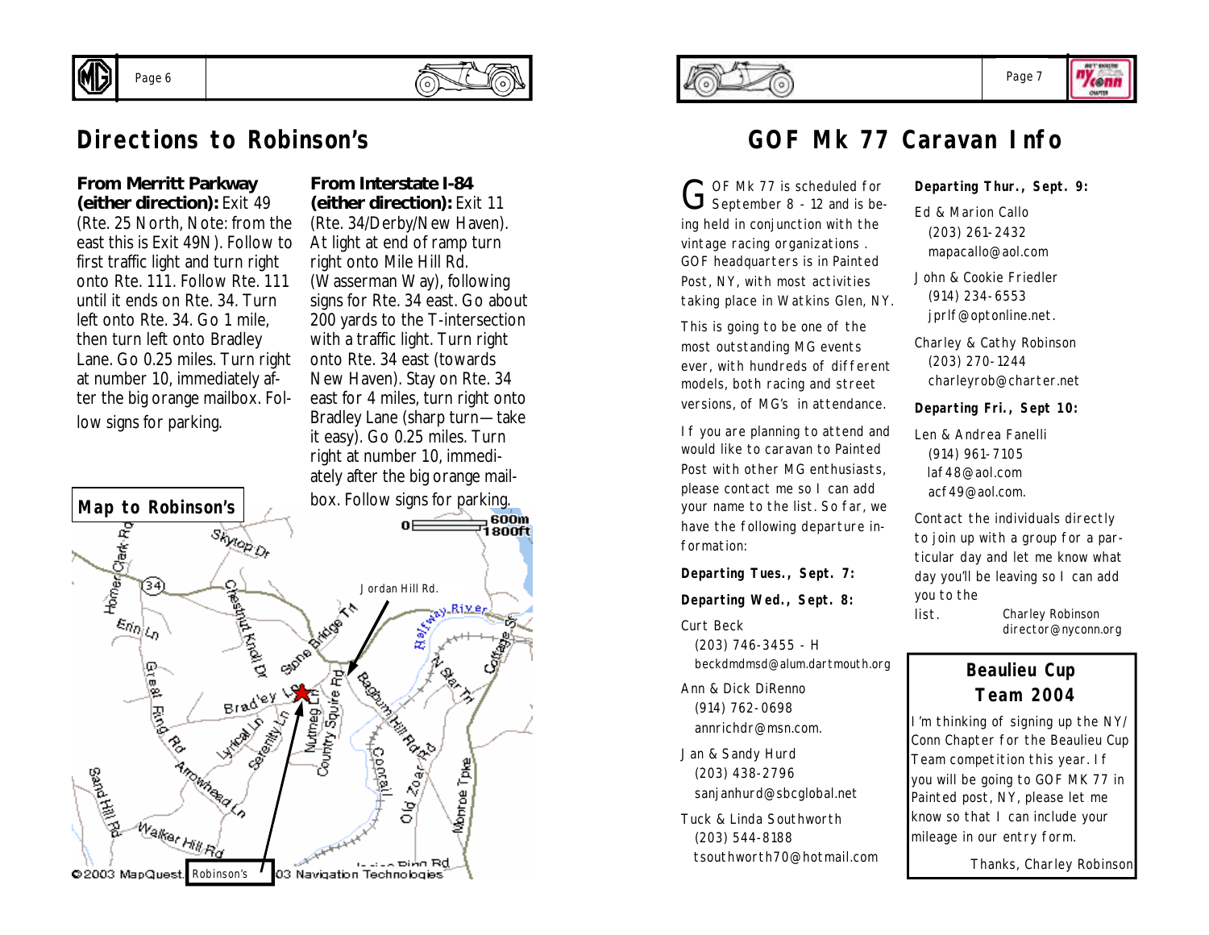## Directions to Robinson's

**From Merritt Parkway (either direction):** Exit 49 (Rte. 25 North, Note: from the east this is Exit 49N). Follow to first traffic light and turn right onto Rte. 111. Follow Rte. 111 until it ends on Rte. 34. Turn left onto Rte. 34. Go 1 mile, then turn left onto Bradley Lane. Go 0.25 miles. Turn right at number 10, immediately after the big orange mailbox. Follow signs for parking.

**From Interstate I-84 (either direction):** Exit 11 (Rte. 34/Derby/New Haven). At light at end of ramp turn right onto Mile Hill Rd. (Wasserman Way), following signs for Rte. 34 east. Go about 200 yards to the T-intersection with a traffic light. Turn right onto Rte. 34 east (towards New Haven). Stay on Rte. 34 east for 4 miles, turn right onto Bradley Lane (sharp turn—take it easy). Go 0.25 miles. Turn right at number 10, immediately after the big orange mailbox. Follow signs for parking.

### Map to Robinson's

Jordan Hill Rd.

Robinson's

©2003 MapQuest ... 03 Navigation Technologies

## GOF Mk 77 Caravan Info

GOF Mk 77 is scheduled for September 8 - 12 and is being held in conjunction with the vintage racing organizations. GOF headquarters is in Painted Post, NY, with most activities taking place in Watkins Glen, NY.

This is going to be one of the most outstanding MG events ever, with hundreds of different models, both racing and street versions, of MG's in attendance.

If you are planning to attend and would like to caravan to Painted Post with other MG enthusiasts, please contact me so I can add your name to the list. So far, we have the following departure information:

**Departing Tues., Sept. 7:**

**Departing Wed., Sept. 8:**

Curt Beck
(203) 746-3455 - H
beckdmdmsd@alum.dartmouth.org

Ann & Dick DiRenno
(914) 762-0698
annrichdr@msn.com.

Jan & Sandy Hurd
(203) 438-2796
sanjanhurd@sbcglobal.net

Tuck & Linda Southworth
(203) 544-8188
tsouthworth70@hotmail.com

**Departing Thur., Sept. 9:**

Ed & Marion Callo
(203) 261-2432
mapacallo@aol.com

John & Cookie Friedler
(914) 234-6553
jprlf@optonline.net.

Charley & Cathy Robinson
(203) 270-1244
charleyrob@charter.net

**Departing Fri., Sept 10:**

Len & Andrea Fanelli
(914) 961-7105
laf48@aol.com
acf49@aol.com.

Contact the individuals directly to join up with a group for a particular day and let me know what day you'll be leaving so I can add you to the list.

Charley Robinson
director@nyconn.org

### Beaulieu Cup Team 2004

I'm thinking of signing up the NY/Conn Chapter for the Beaulieu Cup Team competition this year. If you will be going to GOF MK 77 in Painted post, NY, please let me know so that I can include your mileage in our entry form.

Thanks, Charley Robinson